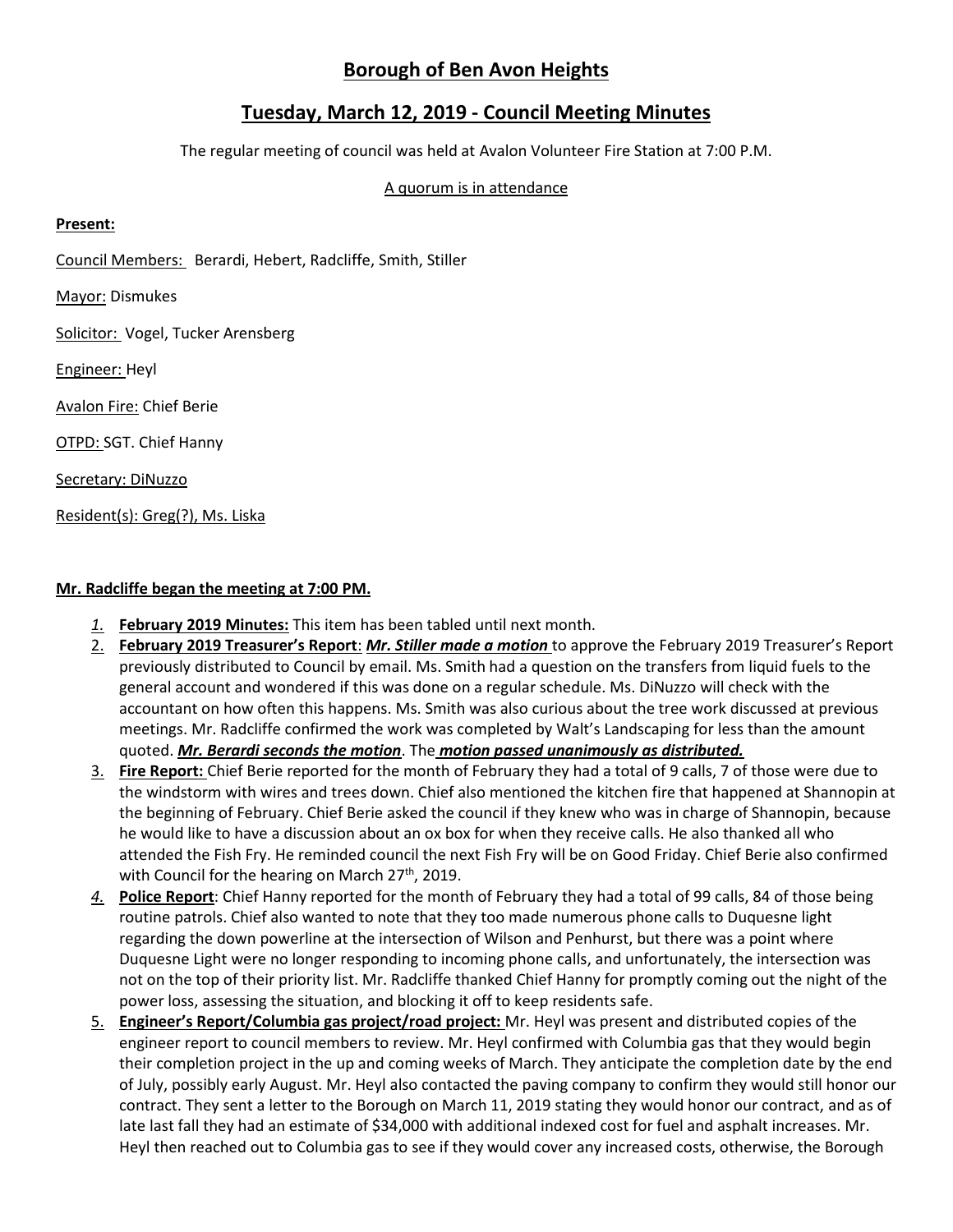# Borough of Ben Avon Heights

## Tuesday, March 12, 2019 - Council Meeting Minutes

The regular meeting of council was held at Avalon Volunteer Fire Station at 7:00 P.M.

A quorum is in attendance

**Present:**

Council Members: Berardi, Hebert, Radcliffe, Smith, Stiller

Mayor: Dismukes

Solicitor: Vogel, Tucker Arensberg

Engineer: Heyl

Avalon Fire: Chief Berie

OTPD: SGT. Chief Hanny

Secretary: DiNuzzo

Resident(s): Greg(?), Ms. Liska

**Mr. Radcliffe began the meeting at 7:00 PM.**

1. **February 2019 Minutes:** This item has been tabled until next month.
2. **February 2019 Treasurer's Report**: ***Mr. Stiller made a motion*** to approve the February 2019 Treasurer's Report previously distributed to Council by email. Ms. Smith had a question on the transfers from liquid fuels to the general account and wondered if this was done on a regular schedule. Ms. DiNuzzo will check with the accountant on how often this happens. Ms. Smith was also curious about the tree work discussed at previous meetings. Mr. Radcliffe confirmed the work was completed by Walt's Landscaping for less than the amount quoted. ***Mr. Berardi seconds the motion***. The ***motion passed unanimously as distributed.***
3. **Fire Report:** Chief Berie reported for the month of February they had a total of 9 calls, 7 of those were due to the windstorm with wires and trees down. Chief also mentioned the kitchen fire that happened at Shannopin at the beginning of February. Chief Berie asked the council if they knew who was in charge of Shannopin, because he would like to have a discussion about an ox box for when they receive calls. He also thanked all who attended the Fish Fry. He reminded council the next Fish Fry will be on Good Friday. Chief Berie also confirmed with Council for the hearing on March 27th, 2019.
4. **Police Report**: Chief Hanny reported for the month of February they had a total of 99 calls, 84 of those being routine patrols. Chief also wanted to note that they too made numerous phone calls to Duquesne light regarding the down powerline at the intersection of Wilson and Penhurst, but there was a point where Duquesne Light were no longer responding to incoming phone calls, and unfortunately, the intersection was not on the top of their priority list. Mr. Radcliffe thanked Chief Hanny for promptly coming out the night of the power loss, assessing the situation, and blocking it off to keep residents safe.
5. **Engineer's Report/Columbia gas project/road project:** Mr. Heyl was present and distributed copies of the engineer report to council members to review. Mr. Heyl confirmed with Columbia gas that they would begin their completion project in the up and coming weeks of March. They anticipate the completion date by the end of July, possibly early August. Mr. Heyl also contacted the paving company to confirm they would still honor our contract. They sent a letter to the Borough on March 11, 2019 stating they would honor our contract, and as of late last fall they had an estimate of $34,000 with additional indexed cost for fuel and asphalt increases. Mr. Heyl then reached out to Columbia gas to see if they would cover any increased costs, otherwise, the Borough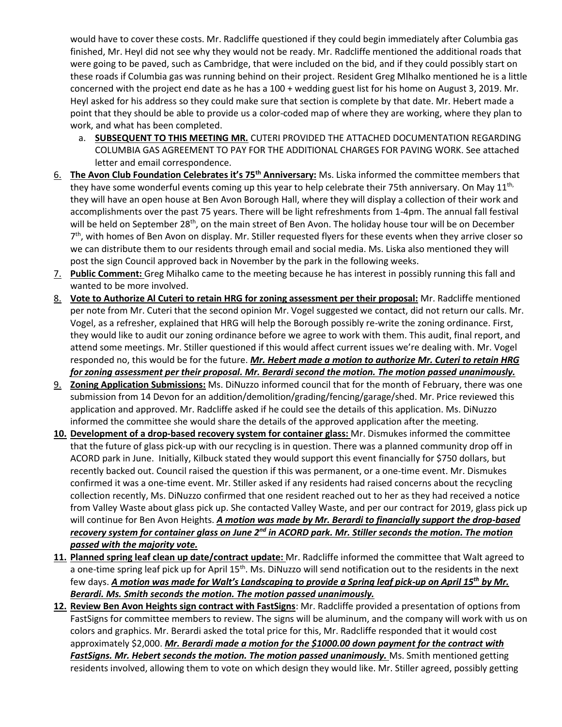would have to cover these costs. Mr. Radcliffe questioned if they could begin immediately after Columbia gas finished, Mr. Heyl did not see why they would not be ready. Mr. Radcliffe mentioned the additional roads that were going to be paved, such as Cambridge, that were included on the bid, and if they could possibly start on these roads if Columbia gas was running behind on their project. Resident Greg MIhalko mentioned he is a little concerned with the project end date as he has a 100 + wedding guest list for his home on August 3, 2019. Mr. Heyl asked for his address so they could make sure that section is complete by that date. Mr. Hebert made a point that they should be able to provide us a color-coded map of where they are working, where they plan to work, and what has been completed.

   a. **SUBSEQUENT TO THIS MEETING MR.** CUTERI PROVIDED THE ATTACHED DOCUMENTATION REGARDING COLUMBIA GAS AGREEMENT TO PAY FOR THE ADDITIONAL CHARGES FOR PAVING WORK. See attached letter and email correspondence.

6. **The Avon Club Foundation Celebrates it's 75th Anniversary:** Ms. Liska informed the committee members that they have some wonderful events coming up this year to help celebrate their 75th anniversary. On May 11th, they will have an open house at Ben Avon Borough Hall, where they will display a collection of their work and accomplishments over the past 75 years. There will be light refreshments from 1-4pm. The annual fall festival will be held on September 28th, on the main street of Ben Avon. The holiday house tour will be on December 7th, with homes of Ben Avon on display. Mr. Stiller requested flyers for these events when they arrive closer so we can distribute them to our residents through email and social media. Ms. Liska also mentioned they will post the sign Council approved back in November by the park in the following weeks.
7. **Public Comment:** Greg Mihalko came to the meeting because he has interest in possibly running this fall and wanted to be more involved.
8. **Vote to Authorize Al Cuteri to retain HRG for zoning assessment per their proposal:** Mr. Radcliffe mentioned per note from Mr. Cuteri that the second opinion Mr. Vogel suggested we contact, did not return our calls. Mr. Vogel, as a refresher, explained that HRG will help the Borough possibly re-write the zoning ordinance. First, they would like to audit our zoning ordinance before we agree to work with them. This audit, final report, and attend some meetings. Mr. Stiller questioned if this would affect current issues we're dealing with. Mr. Vogel responded no, this would be for the future. ***Mr. Hebert made a motion to authorize Mr. Cuteri to retain HRG for zoning assessment per their proposal. Mr. Berardi second the motion. The motion passed unanimously.***
9. **Zoning Application Submissions:** Ms. DiNuzzo informed council that for the month of February, there was one submission from 14 Devon for an addition/demolition/grading/fencing/garage/shed. Mr. Price reviewed this application and approved. Mr. Radcliffe asked if he could see the details of this application. Ms. DiNuzzo informed the committee she would share the details of the approved application after the meeting.
10. **Development of a drop-based recovery system for container glass:** Mr. Dismukes informed the committee that the future of glass pick-up with our recycling is in question. There was a planned community drop off in ACORD park in June. Initially, Kilbuck stated they would support this event financially for $750 dollars, but recently backed out. Council raised the question if this was permanent, or a one-time event. Mr. Dismukes confirmed it was a one-time event. Mr. Stiller asked if any residents had raised concerns about the recycling collection recently, Ms. DiNuzzo confirmed that one resident reached out to her as they had received a notice from Valley Waste about glass pick up. She contacted Valley Waste, and per our contract for 2019, glass pick up will continue for Ben Avon Heights. ***A motion was made by Mr. Berardi to financially support the drop-based recovery system for container glass on June 2nd in ACORD park. Mr. Stiller seconds the motion. The motion passed with the majority vote.***
11. **Planned spring leaf clean up date/contract update:** Mr. Radcliffe informed the committee that Walt agreed to a one-time spring leaf pick up for April 15th. Ms. DiNuzzo will send notification out to the residents in the next few days. ***A motion was made for Walt's Landscaping to provide a Spring leaf pick-up on April 15th by Mr. Berardi. Ms. Smith seconds the motion. The motion passed unanimously.***
12. **Review Ben Avon Heights sign contract with FastSigns**: Mr. Radcliffe provided a presentation of options from FastSigns for committee members to review. The signs will be aluminum, and the company will work with us on colors and graphics. Mr. Berardi asked the total price for this, Mr. Radcliffe responded that it would cost approximately $2,000. ***Mr. Berardi made a motion for the $1000.00 down payment for the contract with FastSigns. Mr. Hebert seconds the motion. The motion passed unanimously.*** Ms. Smith mentioned getting residents involved, allowing them to vote on which design they would like. Mr. Stiller agreed, possibly getting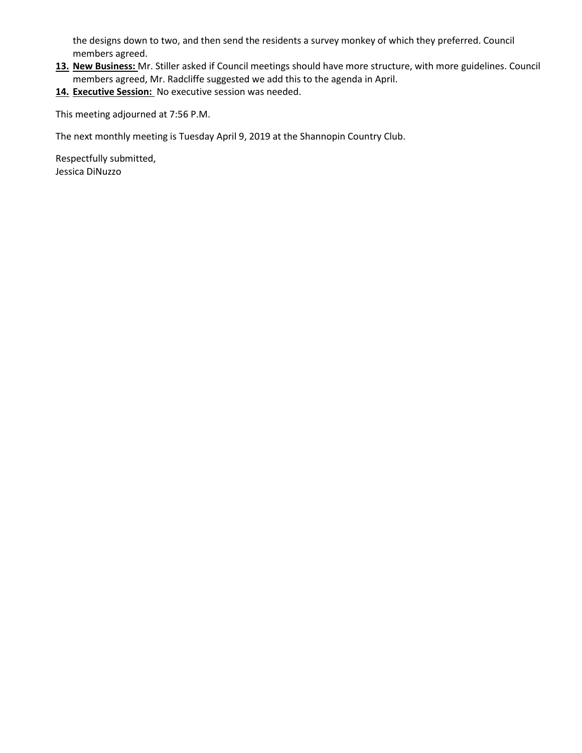the designs down to two, and then send the residents a survey monkey of which they preferred. Council members agreed.

13. **New Business:** Mr. Stiller asked if Council meetings should have more structure, with more guidelines. Council members agreed, Mr. Radcliffe suggested we add this to the agenda in April.
14. **Executive Session:** No executive session was needed.

This meeting adjourned at 7:56 P.M.

The next monthly meeting is Tuesday April 9, 2019 at the Shannopin Country Club.

Respectfully submitted,
Jessica DiNuzzo